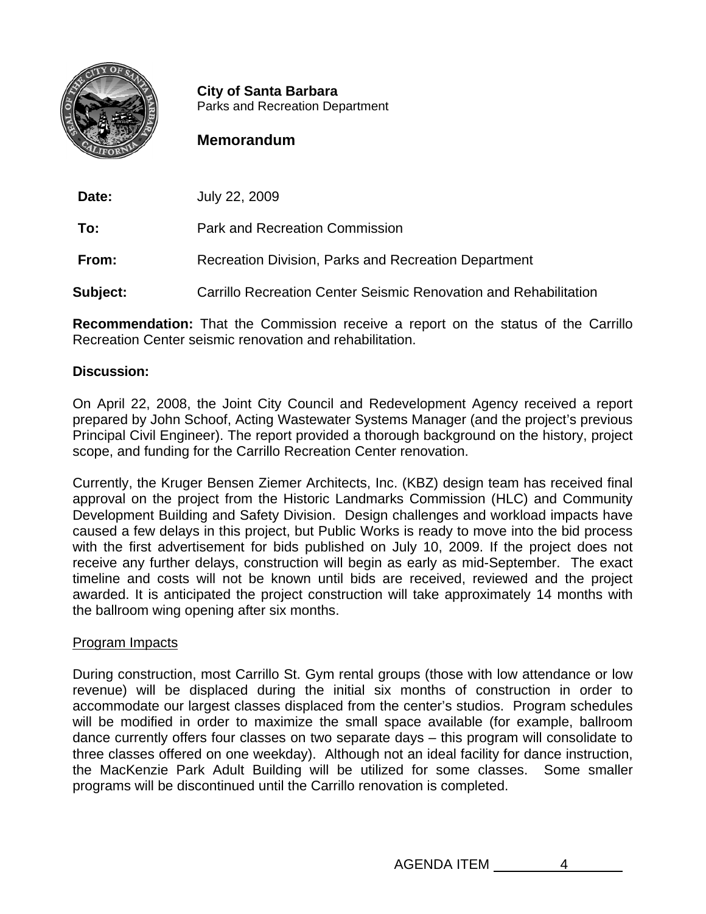**City of Santa Barbara**
Parks and Recreation Department

## Memorandum

**Date:** July 22, 2009

**To:** Park and Recreation Commission

**From:** Recreation Division, Parks and Recreation Department

**Subject:** Carrillo Recreation Center Seismic Renovation and Rehabilitation

**Recommendation:** That the Commission receive a report on the status of the Carrillo Recreation Center seismic renovation and rehabilitation.

**Discussion:**

On April 22, 2008, the Joint City Council and Redevelopment Agency received a report prepared by John Schoof, Acting Wastewater Systems Manager (and the project's previous Principal Civil Engineer). The report provided a thorough background on the history, project scope, and funding for the Carrillo Recreation Center renovation.

Currently, the Kruger Bensen Ziemer Architects, Inc. (KBZ) design team has received final approval on the project from the Historic Landmarks Commission (HLC) and Community Development Building and Safety Division. Design challenges and workload impacts have caused a few delays in this project, but Public Works is ready to move into the bid process with the first advertisement for bids published on July 10, 2009. If the project does not receive any further delays, construction will begin as early as mid-September. The exact timeline and costs will not be known until bids are received, reviewed and the project awarded. It is anticipated the project construction will take approximately 14 months with the ballroom wing opening after six months.

Program Impacts

During construction, most Carrillo St. Gym rental groups (those with low attendance or low revenue) will be displaced during the initial six months of construction in order to accommodate our largest classes displaced from the center's studios. Program schedules will be modified in order to maximize the small space available (for example, ballroom dance currently offers four classes on two separate days – this program will consolidate to three classes offered on one weekday). Although not an ideal facility for dance instruction, the MacKenzie Park Adult Building will be utilized for some classes. Some smaller programs will be discontinued until the Carrillo renovation is completed.

AGENDA ITEM 4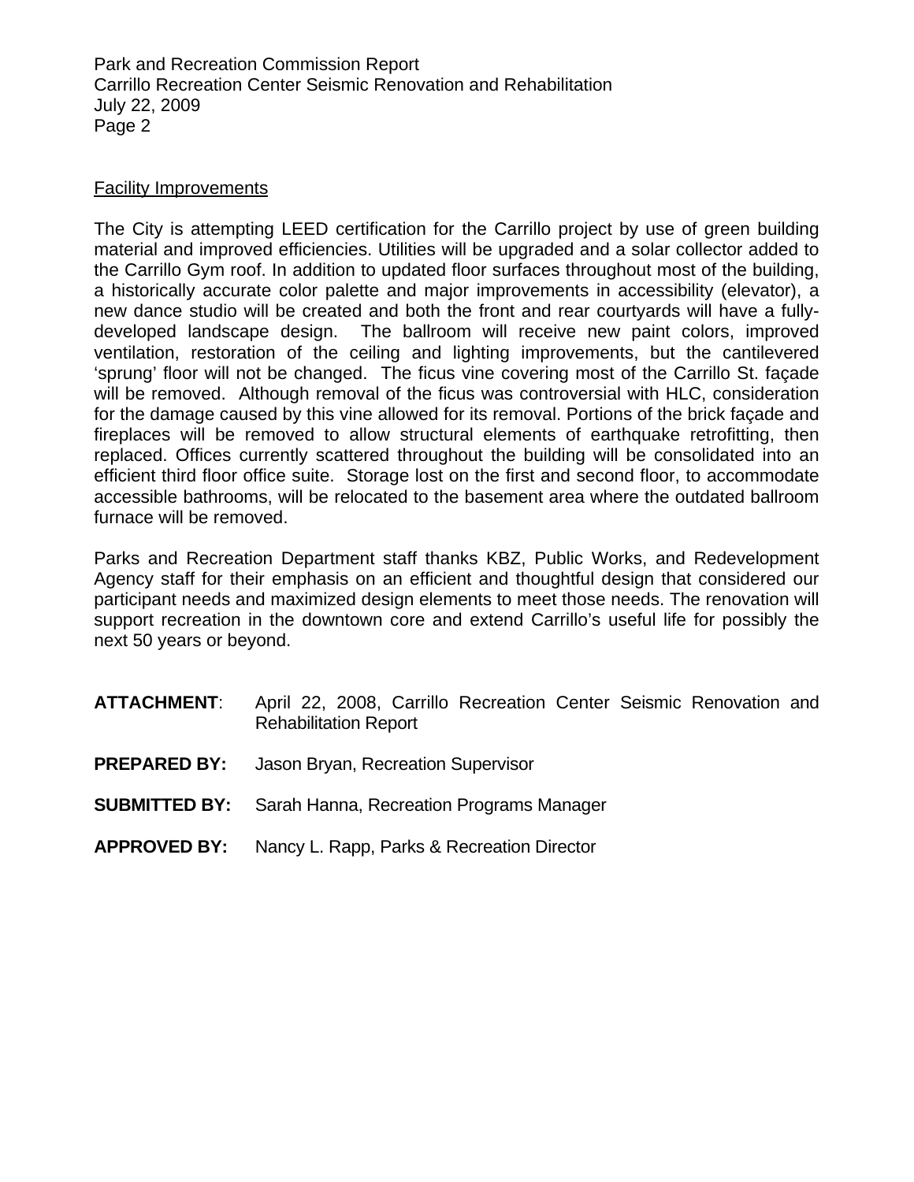<u>Facility Improvements</u>

The City is attempting LEED certification for the Carrillo project by use of green building material and improved efficiencies. Utilities will be upgraded and a solar collector added to the Carrillo Gym roof. In addition to updated floor surfaces throughout most of the building, a historically accurate color palette and major improvements in accessibility (elevator), a new dance studio will be created and both the front and rear courtyards will have a fully-developed landscape design. The ballroom will receive new paint colors, improved ventilation, restoration of the ceiling and lighting improvements, but the cantilevered 'sprung' floor will not be changed. The ficus vine covering most of the Carrillo St. façade will be removed. Although removal of the ficus was controversial with HLC, consideration for the damage caused by this vine allowed for its removal. Portions of the brick façade and fireplaces will be removed to allow structural elements of earthquake retrofitting, then replaced. Offices currently scattered throughout the building will be consolidated into an efficient third floor office suite. Storage lost on the first and second floor, to accommodate accessible bathrooms, will be relocated to the basement area where the outdated ballroom furnace will be removed.

Parks and Recreation Department staff thanks KBZ, Public Works, and Redevelopment Agency staff for their emphasis on an efficient and thoughtful design that considered our participant needs and maximized design elements to meet those needs. The renovation will support recreation in the downtown core and extend Carrillo's useful life for possibly the next 50 years or beyond.

**ATTACHMENT**: April 22, 2008, Carrillo Recreation Center Seismic Renovation and Rehabilitation Report

**PREPARED BY:** Jason Bryan, Recreation Supervisor

**SUBMITTED BY:** Sarah Hanna, Recreation Programs Manager

**APPROVED BY:** Nancy L. Rapp, Parks & Recreation Director